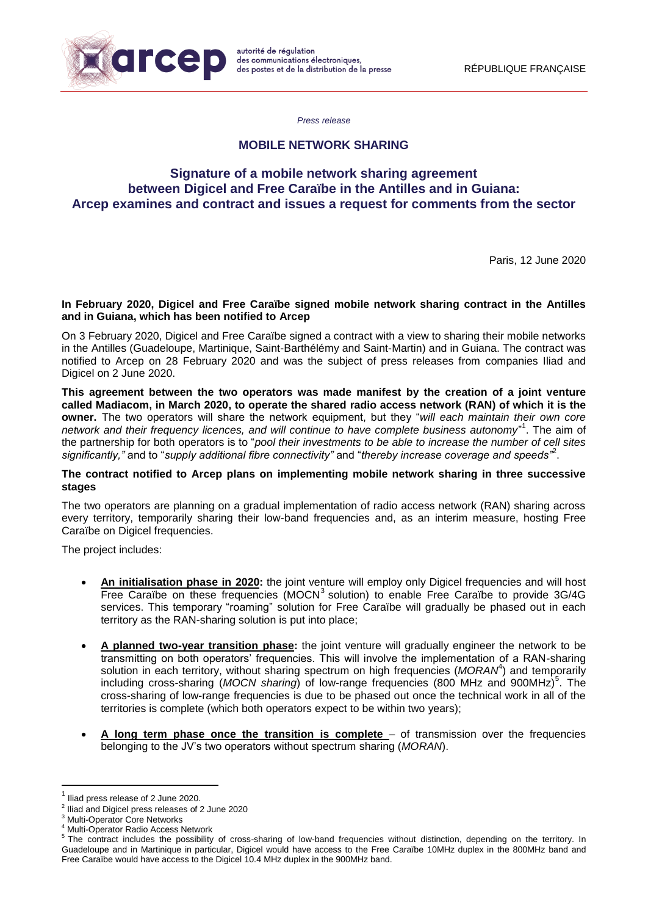*Press release*

**MOBILE NETWORK SHARING**

# Signature of a mobile network sharing agreement between Digicel and Free Caraïbe in the Antilles and in Guiana: Arcep examines and contract and issues a request for comments from the sector

Paris, 12 June 2020

**In February 2020, Digicel and Free Caraïbe signed mobile network sharing contract in the Antilles and in Guiana, which has been notified to Arcep**

On 3 February 2020, Digicel and Free Caraïbe signed a contract with a view to sharing their mobile networks in the Antilles (Guadeloupe, Martinique, Saint-Barthélémy and Saint-Martin) and in Guiana. The contract was notified to Arcep on 28 February 2020 and was the subject of press releases from companies Iliad and Digicel on 2 June 2020.

**This agreement between the two operators was made manifest by the creation of a joint venture called Madiacom, in March 2020, to operate the shared radio access network (RAN) of which it is the owner.** The two operators will share the network equipment, but they "*will each maintain their own core network and their frequency licences, and will continue to have complete business autonomy*"[1]. The aim of the partnership for both operators is to "*pool their investments to be able to increase the number of cell sites significantly,"* and to "*supply additional fibre connectivity"* and "*thereby increase coverage and speeds"*[2].

**The contract notified to Arcep plans on implementing mobile network sharing in three successive stages**

The two operators are planning on a gradual implementation of radio access network (RAN) sharing across every territory, temporarily sharing their low-band frequencies and, as an interim measure, hosting Free Caraïbe on Digicel frequencies.

The project includes:

- **An initialisation phase in 2020:** the joint venture will employ only Digicel frequencies and will host Free Caraïbe on these frequencies (MOCN[3] solution) to enable Free Caraïbe to provide 3G/4G services. This temporary "roaming" solution for Free Caraïbe will gradually be phased out in each territory as the RAN-sharing solution is put into place;
- **A planned two-year transition phase:** the joint venture will gradually engineer the network to be transmitting on both operators' frequencies. This will involve the implementation of a RAN-sharing solution in each territory, without sharing spectrum on high frequencies (*MORAN*[4]) and temporarily including cross-sharing (*MOCN sharing*) of low-range frequencies (800 MHz and 900MHz)[5]. The cross-sharing of low-range frequencies is due to be phased out once the technical work in all of the territories is complete (which both operators expect to be within two years);
- **A long term phase once the transition is complete** – of transmission over the frequencies belonging to the JV's two operators without spectrum sharing (*MORAN*).

---

[1] Iliad press release of 2 June 2020.

[2] Iliad and Digicel press releases of 2 June 2020

[3] Multi-Operator Core Networks

[4] Multi-Operator Radio Access Network

[5] The contract includes the possibility of cross-sharing of low-band frequencies without distinction, depending on the territory. In Guadeloupe and in Martinique in particular, Digicel would have access to the Free Caraïbe 10MHz duplex in the 800MHz band and Free Caraïbe would have access to the Digicel 10.4 MHz duplex in the 900MHz band.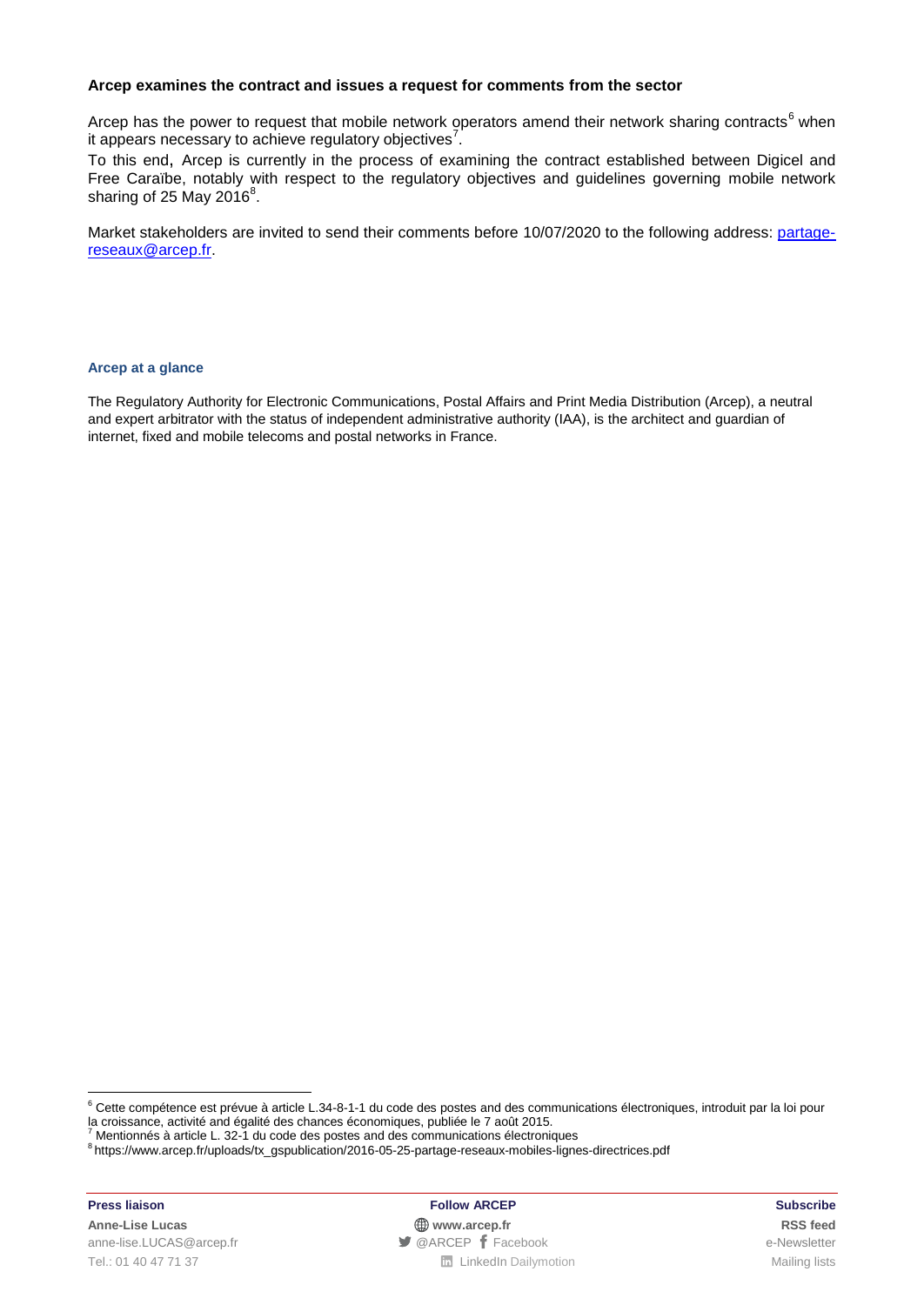**Arcep examines the contract and issues a request for comments from the sector**

Arcep has the power to request that mobile network operators amend their network sharing contracts[6] when it appears necessary to achieve regulatory objectives[7].

To this end, Arcep is currently in the process of examining the contract established between Digicel and Free Caraïbe, notably with respect to the regulatory objectives and guidelines governing mobile network sharing of 25 May 2016[8].

Market stakeholders are invited to send their comments before 10/07/2020 to the following address: partage-reseaux@arcep.fr.

### Arcep at a glance

The Regulatory Authority for Electronic Communications, Postal Affairs and Print Media Distribution (Arcep), a neutral and expert arbitrator with the status of independent administrative authority (IAA), is the architect and guardian of internet, fixed and mobile telecoms and postal networks in France.

---

[6] Cette compétence est prévue à article L.34-8-1-1 du code des postes and des communications électroniques, introduit par la loi pour la croissance, activité and égalité des chances économiques, publiée le 7 août 2015.

[7] Mentionnés à article L. 32-1 du code des postes and des communications électroniques

[8] https://www.arcep.fr/uploads/tx_gspublication/2016-05-25-partage-reseaux-mobiles-lignes-directrices.pdf

| Press liaison | Follow ARCEP | Subscribe |
| --- | --- | --- |
| Anne-Lise Lucas | www.arcep.fr | RSS feed |
| anne-lise.LUCAS@arcep.fr | @ARCEP Facebook | e-Newsletter |
| Tel.: 01 40 47 71 37 | LinkedIn Dailymotion | Mailing lists |